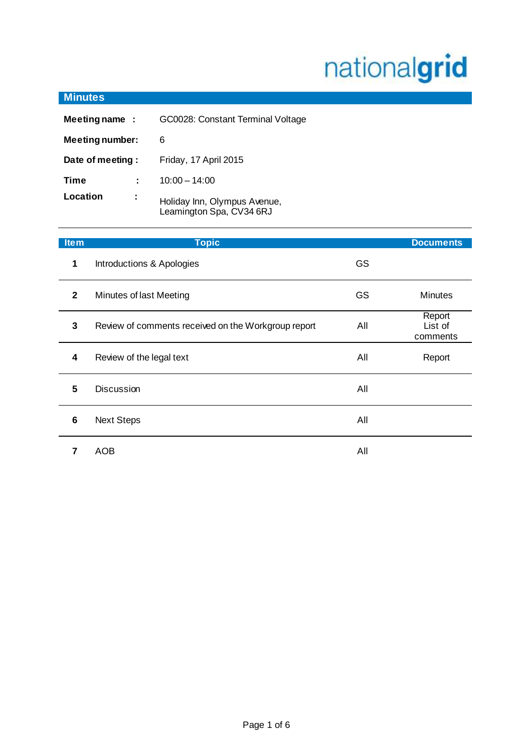nationalgrid

## Minutes

| | |
|---|---|
| **Meeting name :** | GC0028: Constant Terminal Voltage |
| **Meeting number:** | 6 |
| **Date of meeting :** | Friday, 17 April 2015 |
| **Time :** | 10:00 – 14:00 |
| **Location :** | Holiday Inn, Olympus Avenue, Leamington Spa, CV34 6RJ |

| Item | Topic | | Documents |
|---|---|---|---|
| 1 | Introductions & Apologies | GS | |
| 2 | Minutes of last Meeting | GS | Minutes |
| 3 | Review of comments received on the Workgroup report | All | Report List of comments |
| 4 | Review of the legal text | All | Report |
| 5 | Discussion | All | |
| 6 | Next Steps | All | |
| 7 | AOB | All | |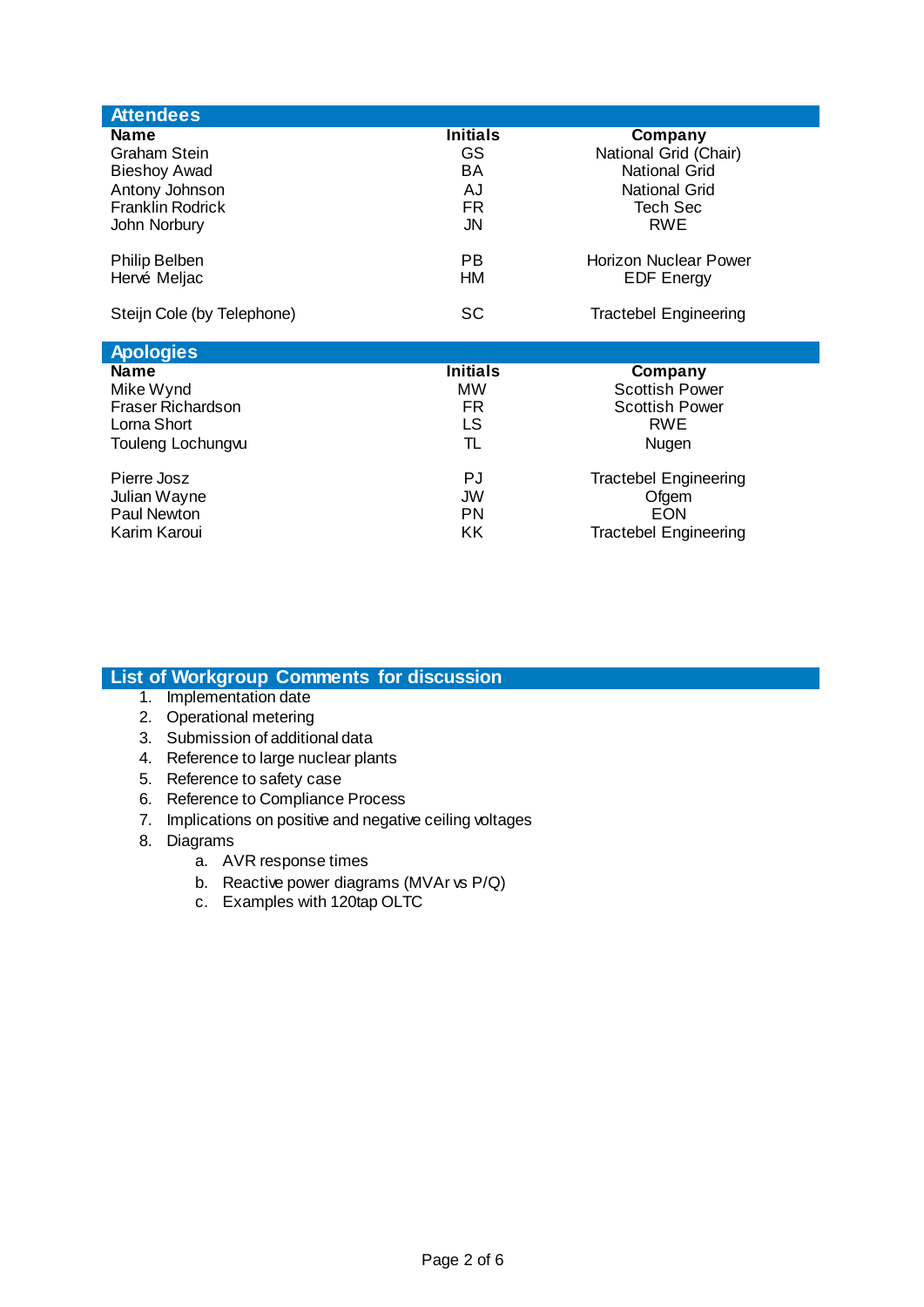## Attendees

| Name | Initials | Company |
|---|---|---|
| Graham Stein | GS | National Grid (Chair) |
| Bieshoy Awad | BA | National Grid |
| Antony Johnson | AJ | National Grid |
| Franklin Rodrick | FR | Tech Sec |
| John Norbury | JN | RWE |
| Philip Belben | PB | Horizon Nuclear Power |
| Hervé Meljac | HM | EDF Energy |
| Steijn Cole (by Telephone) | SC | Tractebel Engineering |

## Apologies

| Name | Initials | Company |
|---|---|---|
| Mike Wynd | MW | Scottish Power |
| Fraser Richardson | FR | Scottish Power |
| Lorna Short | LS | RWE |
| Touleng Lochungvu | TL | Nugen |
| Pierre Josz | PJ | Tractebel Engineering |
| Julian Wayne | JW | Ofgem |
| Paul Newton | PN | EON |
| Karim Karoui | KK | Tractebel Engineering |

## List of Workgroup Comments for discussion

1. Implementation date
2. Operational metering
3. Submission of additional data
4. Reference to large nuclear plants
5. Reference to safety case
6. Reference to Compliance Process
7. Implications on positive and negative ceiling voltages
8. Diagrams
   a. AVR response times
   b. Reactive power diagrams (MVAr vs P/Q)
   c. Examples with 120tap OLTC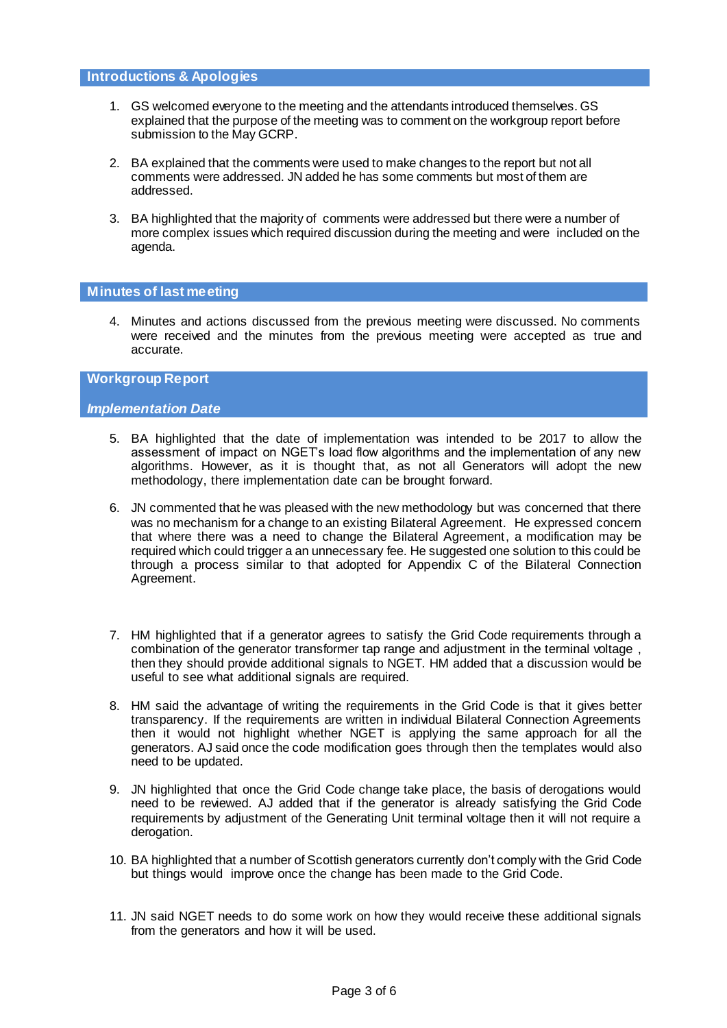## Introductions & Apologies

1. GS welcomed everyone to the meeting and the attendants introduced themselves. GS explained that the purpose of the meeting was to comment on the workgroup report before submission to the May GCRP.

2. BA explained that the comments were used to make changes to the report but not all comments were addressed. JN added he has some comments but most of them are addressed.

3. BA highlighted that the majority of comments were addressed but there were a number of more complex issues which required discussion during the meeting and were included on the agenda.

## Minutes of last meeting

4. Minutes and actions discussed from the previous meeting were discussed. No comments were received and the minutes from the previous meeting were accepted as true and accurate.

## Workgroup Report

### *Implementation Date*

5. BA highlighted that the date of implementation was intended to be 2017 to allow the assessment of impact on NGET's load flow algorithms and the implementation of any new algorithms. However, as it is thought that, as not all Generators will adopt the new methodology, there implementation date can be brought forward.

6. JN commented that he was pleased with the new methodology but was concerned that there was no mechanism for a change to an existing Bilateral Agreement. He expressed concern that where there was a need to change the Bilateral Agreement, a modification may be required which could trigger a an unnecessary fee. He suggested one solution to this could be through a process similar to that adopted for Appendix C of the Bilateral Connection Agreement.

7. HM highlighted that if a generator agrees to satisfy the Grid Code requirements through a combination of the generator transformer tap range and adjustment in the terminal voltage , then they should provide additional signals to NGET. HM added that a discussion would be useful to see what additional signals are required.

8. HM said the advantage of writing the requirements in the Grid Code is that it gives better transparency. If the requirements are written in individual Bilateral Connection Agreements then it would not highlight whether NGET is applying the same approach for all the generators. AJ said once the code modification goes through then the templates would also need to be updated.

9. JN highlighted that once the Grid Code change take place, the basis of derogations would need to be reviewed. AJ added that if the generator is already satisfying the Grid Code requirements by adjustment of the Generating Unit terminal voltage then it will not require a derogation.

10. BA highlighted that a number of Scottish generators currently don't comply with the Grid Code but things would improve once the change has been made to the Grid Code.

11. JN said NGET needs to do some work on how they would receive these additional signals from the generators and how it will be used.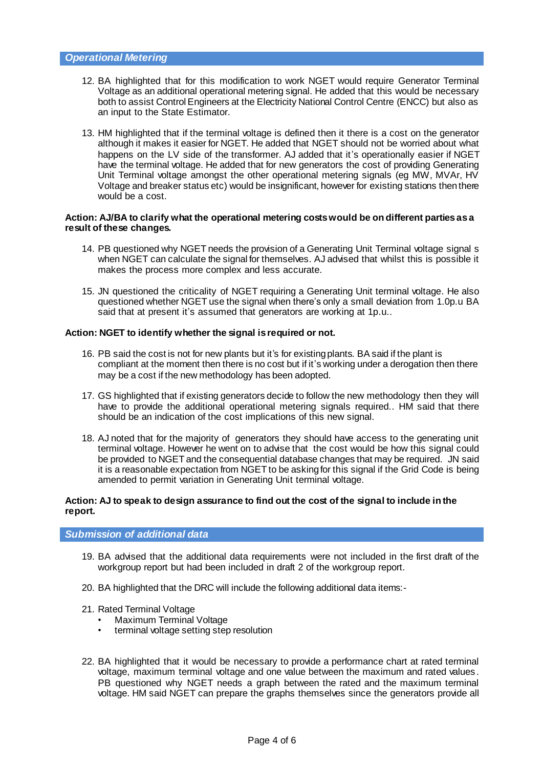### *Operational Metering*

12. BA highlighted that for this modification to work NGET would require Generator Terminal Voltage as an additional operational metering signal. He added that this would be necessary both to assist Control Engineers at the Electricity National Control Centre (ENCC) but also as an input to the State Estimator.

13. HM highlighted that if the terminal voltage is defined then it there is a cost on the generator although it makes it easier for NGET. He added that NGET should not be worried about what happens on the LV side of the transformer. AJ added that it's operationally easier if NGET have the terminal voltage. He added that for new generators the cost of providing Generating Unit Terminal voltage amongst the other operational metering signals (eg MW, MVAr, HV Voltage and breaker status etc) would be insignificant, however for existing stations then there would be a cost.

**Action: AJ/BA to clarify what the operational metering costs would be on different parties as a result of these changes.**

14. PB questioned why NGET needs the provision of a Generating Unit Terminal voltage signal s when NGET can calculate the signal for themselves. AJ advised that whilst this is possible it makes the process more complex and less accurate.

15. JN questioned the criticality of NGET requiring a Generating Unit terminal voltage. He also questioned whether NGET use the signal when there's only a small deviation from 1.0p.u BA said that at present it's assumed that generators are working at 1p.u..

**Action: NGET to identify whether the signal is required or not.**

16. PB said the cost is not for new plants but it's for existing plants. BA said if the plant is compliant at the moment then there is no cost but if it's working under a derogation then there may be a cost if the new methodology has been adopted.

17. GS highlighted that if existing generators decide to follow the new methodology then they will have to provide the additional operational metering signals required.. HM said that there should be an indication of the cost implications of this new signal.

18. AJ noted that for the majority of generators they should have access to the generating unit terminal voltage. However he went on to advise that the cost would be how this signal could be provided to NGET and the consequential database changes that may be required. JN said it is a reasonable expectation from NGET to be asking for this signal if the Grid Code is being amended to permit variation in Generating Unit terminal voltage.

**Action: AJ to speak to design assurance to find out the cost of the signal to include in the report.**

### *Submission of additional data*

19. BA advised that the additional data requirements were not included in the first draft of the workgroup report but had been included in draft 2 of the workgroup report.

20. BA highlighted that the DRC will include the following additional data items:-

21. Rated Terminal Voltage
    - Maximum Terminal Voltage
    - terminal voltage setting step resolution

22. BA highlighted that it would be necessary to provide a performance chart at rated terminal voltage, maximum terminal voltage and one value between the maximum and rated values. PB questioned why NGET needs a graph between the rated and the maximum terminal voltage. HM said NGET can prepare the graphs themselves since the generators provide all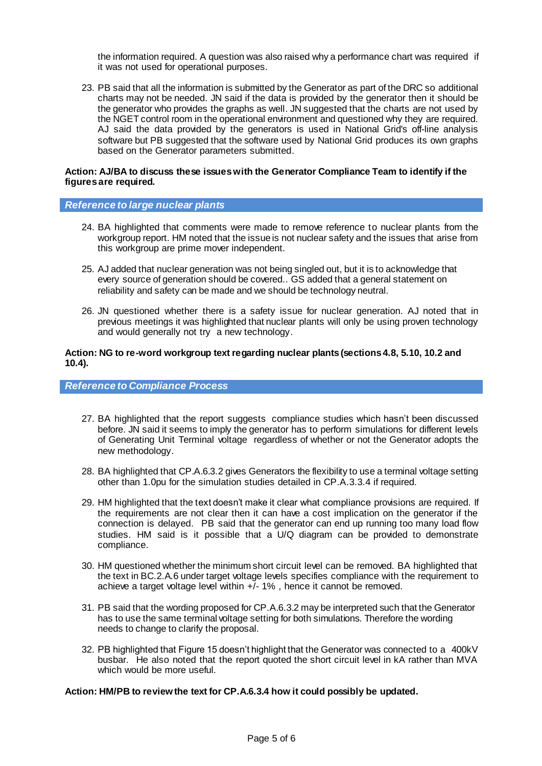the information required. A question was also raised why a performance chart was required if it was not used for operational purposes.

23. PB said that all the information is submitted by the Generator as part of the DRC so additional charts may not be needed. JN said if the data is provided by the generator then it should be the generator who provides the graphs as well. JN suggested that the charts are not used by the NGET control room in the operational environment and questioned why they are required. AJ said the data provided by the generators is used in National Grid's off-line analysis software but PB suggested that the software used by National Grid produces its own graphs based on the Generator parameters submitted.

**Action: AJ/BA to discuss these issues with the Generator Compliance Team to identify if the figures are required.**

### *Reference to large nuclear plants*

24. BA highlighted that comments were made to remove reference to nuclear plants from the workgroup report. HM noted that the issue is not nuclear safety and the issues that arise from this workgroup are prime mover independent.

25. AJ added that nuclear generation was not being singled out, but it is to acknowledge that every source of generation should be covered.. GS added that a general statement on reliability and safety can be made and we should be technology neutral.

26. JN questioned whether there is a safety issue for nuclear generation. AJ noted that in previous meetings it was highlighted that nuclear plants will only be using proven technology and would generally not try a new technology.

**Action: NG to re-word workgroup text regarding nuclear plants (sections 4.8, 5.10, 10.2 and 10.4).**

### *Reference to Compliance Process*

27. BA highlighted that the report suggests compliance studies which hasn't been discussed before. JN said it seems to imply the generator has to perform simulations for different levels of Generating Unit Terminal voltage regardless of whether or not the Generator adopts the new methodology.

28. BA highlighted that CP.A.6.3.2 gives Generators the flexibility to use a terminal voltage setting other than 1.0pu for the simulation studies detailed in CP.A.3.3.4 if required.

29. HM highlighted that the text doesn't make it clear what compliance provisions are required. If the requirements are not clear then it can have a cost implication on the generator if the connection is delayed. PB said that the generator can end up running too many load flow studies. HM said is it possible that a U/Q diagram can be provided to demonstrate compliance.

30. HM questioned whether the minimum short circuit level can be removed. BA highlighted that the text in BC.2.A.6 under target voltage levels specifies compliance with the requirement to achieve a target voltage level within +/- 1% , hence it cannot be removed.

31. PB said that the wording proposed for CP.A.6.3.2 may be interpreted such that the Generator has to use the same terminal voltage setting for both simulations. Therefore the wording needs to change to clarify the proposal.

32. PB highlighted that Figure 15 doesn't highlight that the Generator was connected to a 400kV busbar. He also noted that the report quoted the short circuit level in kA rather than MVA which would be more useful.

**Action: HM/PB to review the text for CP.A.6.3.4 how it could possibly be updated.**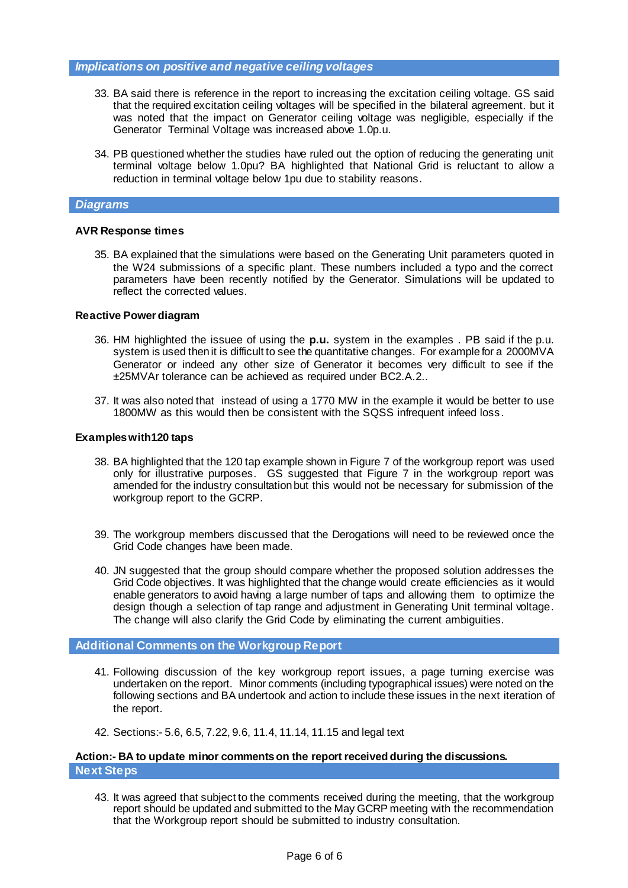## *Implications on positive and negative ceiling voltages*

33. BA said there is reference in the report to increasing the excitation ceiling voltage. GS said that the required excitation ceiling voltages will be specified in the bilateral agreement. but it was noted that the impact on Generator ceiling voltage was negligible, especially if the Generator Terminal Voltage was increased above 1.0p.u.

34. PB questioned whether the studies have ruled out the option of reducing the generating unit terminal voltage below 1.0pu? BA highlighted that National Grid is reluctant to allow a reduction in terminal voltage below 1pu due to stability reasons.

## *Diagrams*

**AVR Response times**

35. BA explained that the simulations were based on the Generating Unit parameters quoted in the W24 submissions of a specific plant. These numbers included a typo and the correct parameters have been recently notified by the Generator. Simulations will be updated to reflect the corrected values.

**Reactive Power diagram**

36. HM highlighted the issuee of using the **p.u.** system in the examples . PB said if the p.u. system is used then it is difficult to see the quantitative changes. For example for a 2000MVA Generator or indeed any other size of Generator it becomes very difficult to see if the ±25MVAr tolerance can be achieved as required under BC2.A.2..

37. It was also noted that instead of using a 1770 MW in the example it would be better to use 1800MW as this would then be consistent with the SQSS infrequent infeed loss.

**Examples with120 taps**

38. BA highlighted that the 120 tap example shown in Figure 7 of the workgroup report was used only for illustrative purposes. GS suggested that Figure 7 in the workgroup report was amended for the industry consultation but this would not be necessary for submission of the workgroup report to the GCRP.

39. The workgroup members discussed that the Derogations will need to be reviewed once the Grid Code changes have been made.

40. JN suggested that the group should compare whether the proposed solution addresses the Grid Code objectives. It was highlighted that the change would create efficiencies as it would enable generators to avoid having a large number of taps and allowing them to optimize the design though a selection of tap range and adjustment in Generating Unit terminal voltage. The change will also clarify the Grid Code by eliminating the current ambiguities.

## Additional Comments on the Workgroup Report

41. Following discussion of the key workgroup report issues, a page turning exercise was undertaken on the report. Minor comments (including typographical issues) were noted on the following sections and BA undertook and action to include these issues in the next iteration of the report.

42. Sections:- 5.6, 6.5, 7.22, 9.6, 11.4, 11.14, 11.15 and legal text

**Action:- BA to update minor comments on the report received during the discussions.**

## Next Steps

43. It was agreed that subject to the comments received during the meeting, that the workgroup report should be updated and submitted to the May GCRP meeting with the recommendation that the Workgroup report should be submitted to industry consultation.